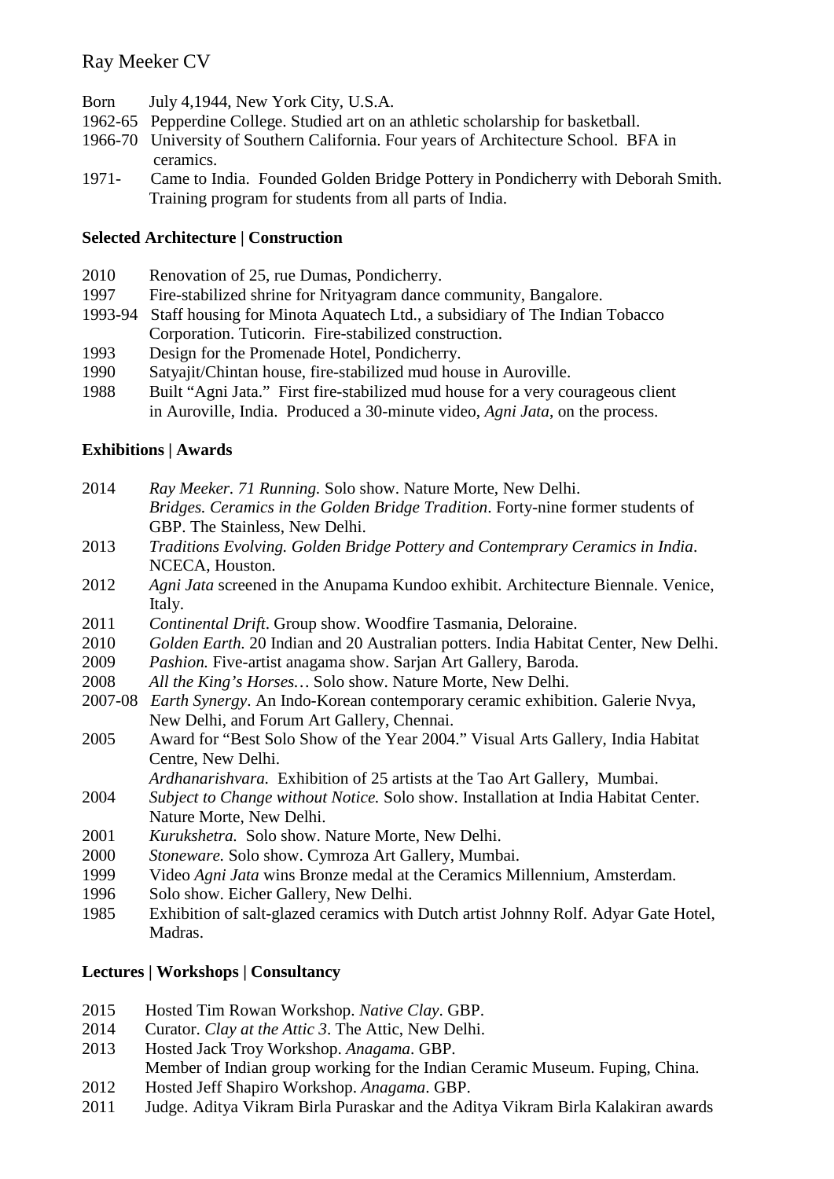# Ray Meeker CV

Born July 4,1944, New York City, U.S.A.

1962-65 Pepperdine College. Studied art on an athletic scholarship for basketball.

1966-70 University of Southern California. Four years of Architecture School. BFA in ceramics.

1971- Came to India. Founded Golden Bridge Pottery in Pondicherry with Deborah Smith. Training program for students from all parts of India.

## Selected Architecture | Construction

2010 Renovation of 25, rue Dumas, Pondicherry.

1997 Fire-stabilized shrine for Nrityagram dance community, Bangalore.

1993-94 Staff housing for Minota Aquatech Ltd., a subsidiary of The Indian Tobacco Corporation. Tuticorin. Fire-stabilized construction.

1993 Design for the Promenade Hotel, Pondicherry.

1990 Satyajit/Chintan house, fire-stabilized mud house in Auroville.

1988 Built "Agni Jata." First fire-stabilized mud house for a very courageous client in Auroville, India. Produced a 30-minute video, *Agni Jata*, on the process.

## Exhibitions | Awards

2014 *Ray Meeker. 71 Running.* Solo show. Nature Morte, New Delhi.
*Bridges. Ceramics in the Golden Bridge Tradition*. Forty-nine former students of GBP. The Stainless, New Delhi.

2013 *Traditions Evolving. Golden Bridge Pottery and Contemprary Ceramics in India*. NCECA, Houston.

2012 *Agni Jata* screened in the Anupama Kundoo exhibit. Architecture Biennale. Venice, Italy.

2011 *Continental Drift*. Group show. Woodfire Tasmania, Deloraine.

2010 *Golden Earth.* 20 Indian and 20 Australian potters. India Habitat Center, New Delhi.

2009 *Pashion.* Five-artist anagama show. Sarjan Art Gallery, Baroda.

2008 *All the King's Horses…* Solo show. Nature Morte, New Delhi.

2007-08 *Earth Synergy*. An Indo-Korean contemporary ceramic exhibition. Galerie Nvya, New Delhi, and Forum Art Gallery, Chennai.

2005 Award for "Best Solo Show of the Year 2004." Visual Arts Gallery, India Habitat Centre, New Delhi.
*Ardhanarishvara.* Exhibition of 25 artists at the Tao Art Gallery, Mumbai.

2004 *Subject to Change without Notice.* Solo show. Installation at India Habitat Center. Nature Morte, New Delhi.

2001 *Kurukshetra.* Solo show. Nature Morte, New Delhi.

2000 *Stoneware.* Solo show. Cymroza Art Gallery, Mumbai.

1999 Video *Agni Jata* wins Bronze medal at the Ceramics Millennium, Amsterdam.

1996 Solo show. Eicher Gallery, New Delhi.

1985 Exhibition of salt-glazed ceramics with Dutch artist Johnny Rolf. Adyar Gate Hotel, Madras.

## Lectures | Workshops | Consultancy

2015 Hosted Tim Rowan Workshop. *Native Clay*. GBP.

2014 Curator. *Clay at the Attic 3*. The Attic, New Delhi.

2013 Hosted Jack Troy Workshop. *Anagama*. GBP.
Member of Indian group working for the Indian Ceramic Museum. Fuping, China.

2012 Hosted Jeff Shapiro Workshop. *Anagama*. GBP.

2011 Judge. Aditya Vikram Birla Puraskar and the Aditya Vikram Birla Kalakiran awards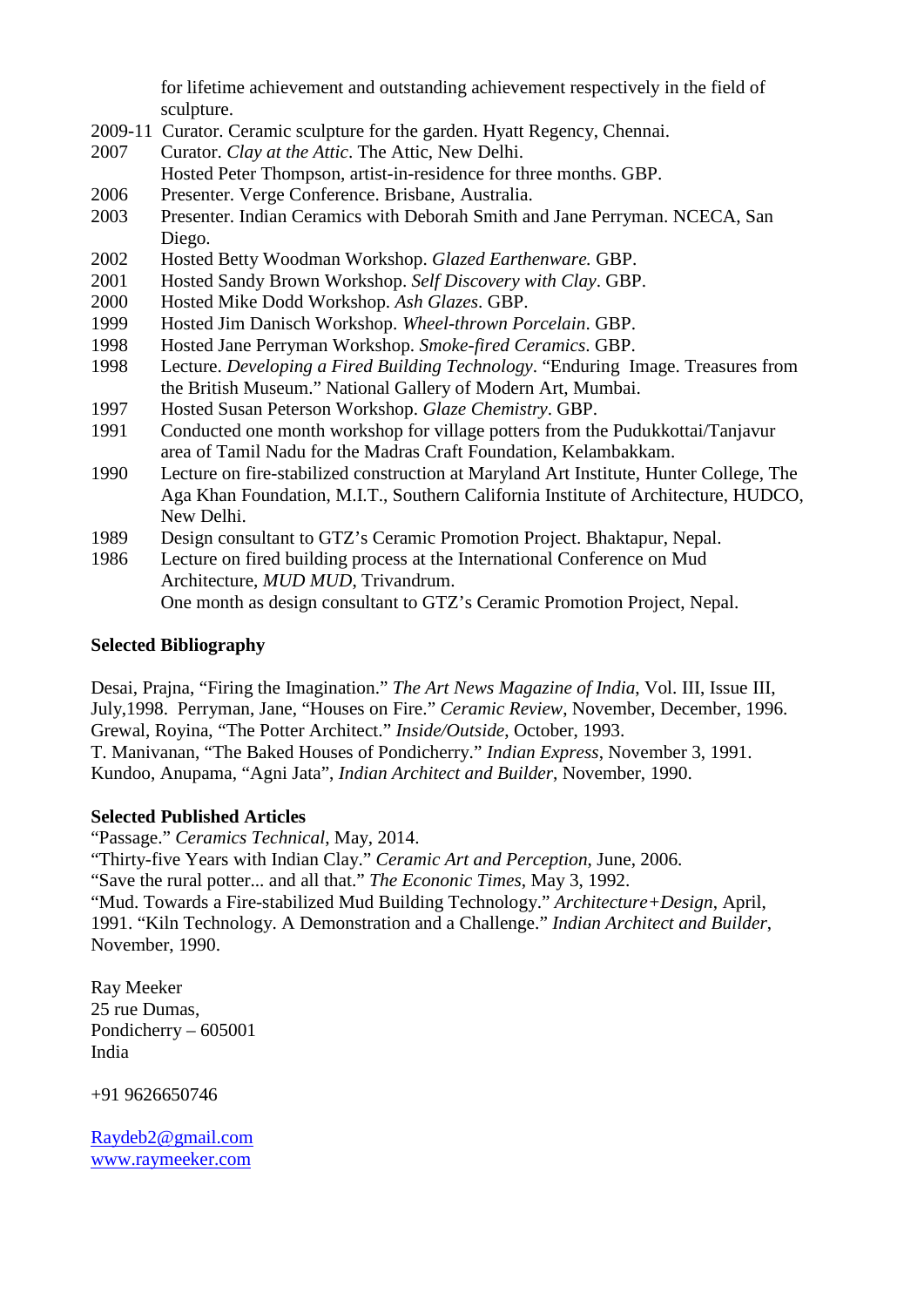for lifetime achievement and outstanding achievement respectively in the field of sculpture.

2009-11 Curator. Ceramic sculpture for the garden. Hyatt Regency, Chennai.

2007 Curator. *Clay at the Attic*. The Attic, New Delhi.
Hosted Peter Thompson, artist-in-residence for three months. GBP.

2006 Presenter. Verge Conference. Brisbane, Australia.

2003 Presenter. Indian Ceramics with Deborah Smith and Jane Perryman. NCECA, San Diego.

2002 Hosted Betty Woodman Workshop. *Glazed Earthenware.* GBP.

2001 Hosted Sandy Brown Workshop. *Self Discovery with Clay*. GBP.

2000 Hosted Mike Dodd Workshop. *Ash Glazes*. GBP.

1999 Hosted Jim Danisch Workshop. *Wheel-thrown Porcelain*. GBP.

1998 Hosted Jane Perryman Workshop. *Smoke-fired Ceramics*. GBP.

1998 Lecture. *Developing a Fired Building Technology*. "Enduring Image. Treasures from the British Museum." National Gallery of Modern Art, Mumbai.

1997 Hosted Susan Peterson Workshop. *Glaze Chemistry*. GBP.

1991 Conducted one month workshop for village potters from the Pudukkottai/Tanjavur area of Tamil Nadu for the Madras Craft Foundation, Kelambakkam.

1990 Lecture on fire-stabilized construction at Maryland Art Institute, Hunter College, The Aga Khan Foundation, M.I.T., Southern California Institute of Architecture, HUDCO, New Delhi.

1989 Design consultant to GTZ's Ceramic Promotion Project. Bhaktapur, Nepal.

1986 Lecture on fired building process at the International Conference on Mud Architecture, *MUD MUD*, Trivandrum.
One month as design consultant to GTZ's Ceramic Promotion Project, Nepal.

**Selected Bibliography**

Desai, Prajna, "Firing the Imagination." *The Art News Magazine of India*, Vol. III, Issue III, July,1998. Perryman, Jane, "Houses on Fire." *Ceramic Review*, November, December, 1996.
Grewal, Royina, "The Potter Architect." *Inside/Outside*, October, 1993.
T. Manivanan, "The Baked Houses of Pondicherry." *Indian Express*, November 3, 1991.
Kundoo, Anupama, "Agni Jata", *Indian Architect and Builder*, November, 1990.

**Selected Published Articles**

"Passage." *Ceramics Technical*, May, 2014.
"Thirty-five Years with Indian Clay." *Ceramic Art and Perception*, June, 2006.
"Save the rural potter... and all that." *The Econonic Times*, May 3, 1992.
"Mud. Towards a Fire-stabilized Mud Building Technology." *Architecture+Design*, April, 1991. "Kiln Technology. A Demonstration and a Challenge." *Indian Architect and Builder*, November, 1990.

Ray Meeker
25 rue Dumas,
Pondicherry – 605001
India

+91 9626650746

Raydeb2@gmail.com
www.raymeeker.com